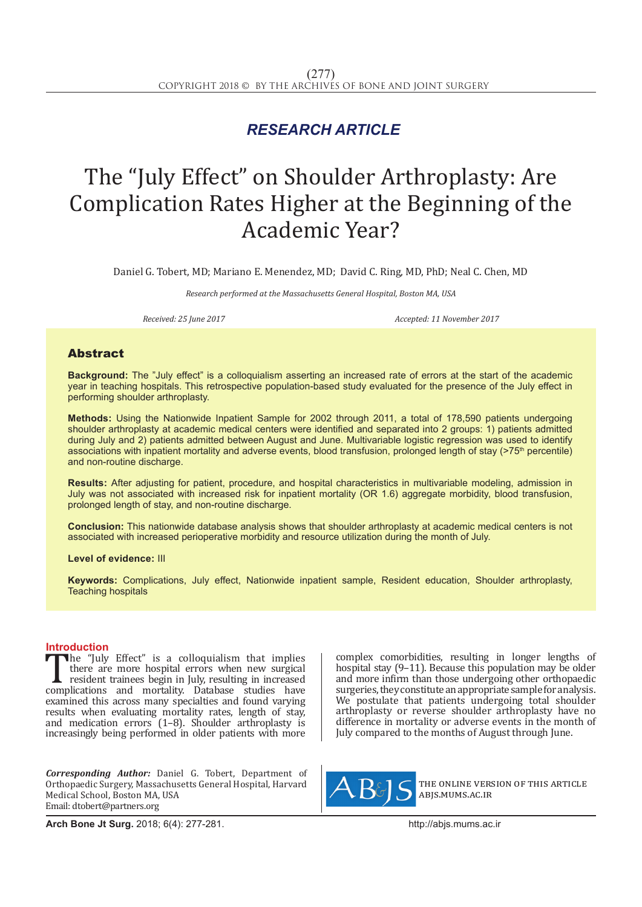*RESEARCH ARTICLE*

# The "July Effect" on Shoulder Arthroplasty: Are Complication Rates Higher at the Beginning of the Academic Year?

Daniel G. Tobert, MD; Mariano E. Menendez, MD; David C. Ring, MD, PhD; Neal C. Chen, MD

*Research performed at the Massachusetts General Hospital, Boston MA, USA*

*Received: 25 June 2017* *Accepted: 11 November 2017*

## Abstract

**Background:** The "July effect" is a colloquialism asserting an increased rate of errors at the start of the academic year in teaching hospitals. This retrospective population-based study evaluated for the presence of the July effect in performing shoulder arthroplasty.

**Methods:** Using the Nationwide Inpatient Sample for 2002 through 2011, a total of 178,590 patients undergoing shoulder arthroplasty at academic medical centers were identified and separated into 2 groups: 1) patients admitted during July and 2) patients admitted between August and June. Multivariable logistic regression was used to identify associations with inpatient mortality and adverse events, blood transfusion, prolonged length of stay (>75th percentile) and non-routine discharge.

**Results:** After adjusting for patient, procedure, and hospital characteristics in multivariable modeling, admission in July was not associated with increased risk for inpatient mortality (OR 1.6) aggregate morbidity, blood transfusion, prolonged length of stay, and non-routine discharge.

**Conclusion:** This nationwide database analysis shows that shoulder arthroplasty at academic medical centers is not associated with increased perioperative morbidity and resource utilization during the month of July.

**Level of evidence:** III

**Keywords:** Complications, July effect, Nationwide inpatient sample, Resident education, Shoulder arthroplasty, Teaching hospitals

## Introduction

The "July Effect" is a colloquialism that implies there are more hospital errors when new surgical resident trainees begin in July, resulting in increased complications and mortality. Database studies have examined this across many specialties and found varying results when evaluating mortality rates, length of stay, and medication errors (1–8). Shoulder arthroplasty is increasingly being performed in older patients with more complex comorbidities, resulting in longer lengths of hospital stay (9–11). Because this population may be older and more infirm than those undergoing other orthopaedic surgeries, they constitute an appropriate sample for analysis. We postulate that patients undergoing total shoulder arthroplasty or reverse shoulder arthroplasty have no difference in mortality or adverse events in the month of July compared to the months of August through June.

***Corresponding Author:*** Daniel G. Tobert, Department of Orthopaedic Surgery, Massachusetts General Hospital, Harvard Medical School, Boston MA, USA
Email: dtobert@partners.org

THE ONLINE VERSION OF THIS ARTICLE ABJS.MUMS.AC.IR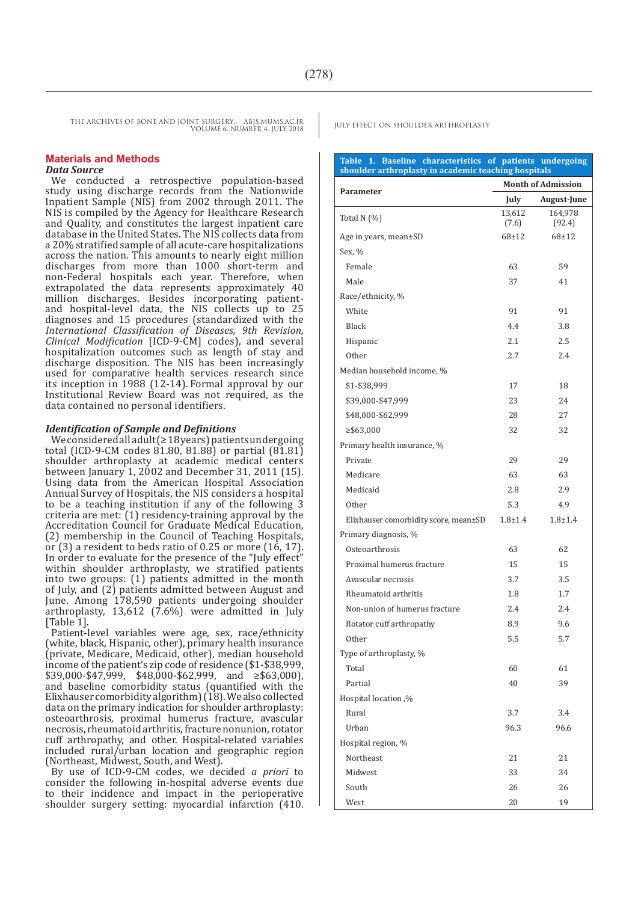## Materials and Methods

### *Data Source*

We conducted a retrospective population-based study using discharge records from the Nationwide Inpatient Sample (NIS) from 2002 through 2011. The NIS is compiled by the Agency for Healthcare Research and Quality, and constitutes the largest inpatient care database in the United States. The NIS collects data from a 20% stratified sample of all acute-care hospitalizations across the nation. This amounts to nearly eight million discharges from more than 1000 short-term and non-Federal hospitals each year. Therefore, when extrapolated the data represents approximately 40 million discharges. Besides incorporating patient- and hospital-level data, the NIS collects up to 25 diagnoses and 15 procedures (standardized with the *International Classification of Diseases, 9th Revision, Clinical Modification* [ICD-9-CM] codes), and several hospitalization outcomes such as length of stay and discharge disposition. The NIS has been increasingly used for comparative health services research since its inception in 1988 (12-14). Formal approval by our Institutional Review Board was not required, as the data contained no personal identifiers.

### *Identification of Sample and Definitions*

We considered all adult (≥ 18 years) patients undergoing total (ICD-9-CM codes 81.80, 81.88) or partial (81.81) shoulder arthroplasty at academic medical centers between January 1, 2002 and December 31, 2011 (15). Using data from the American Hospital Association Annual Survey of Hospitals, the NIS considers a hospital to be a teaching institution if any of the following 3 criteria are met: (1) residency-training approval by the Accreditation Council for Graduate Medical Education, (2) membership in the Council of Teaching Hospitals, or (3) a resident to beds ratio of 0.25 or more (16, 17). In order to evaluate for the presence of the "July effect" within shoulder arthroplasty, we stratified patients into two groups: (1) patients admitted in the month of July, and (2) patients admitted between August and June. Among 178,590 patients undergoing shoulder arthroplasty, 13,612 (7.6%) were admitted in July [Table 1].

Patient-level variables were age, sex, race/ethnicity (white, black, Hispanic, other), primary health insurance (private, Medicare, Medicaid, other), median household income of the patient's zip code of residence ($1-$38,999, $39,000-$47,999, $48,000-$62,999, and ≥$63,000), and baseline comorbidity status (quantified with the Elixhauser comorbidity algorithm) (18). We also collected data on the primary indication for shoulder arthroplasty: osteoarthrosis, proximal humerus fracture, avascular necrosis, rheumatoid arthritis, fracture nonunion, rotator cuff arthropathy, and other. Hospital-related variables included rural/urban location and geographic region (Northeast, Midwest, South, and West).

By use of ICD-9-CM codes, we decided *a priori* to consider the following in-hospital adverse events due to their incidence and impact in the perioperative shoulder surgery setting: myocardial infarction (410.

**Table 1. Baseline characteristics of patients undergoing shoulder arthroplasty in academic teaching hospitals**

| Parameter | Month of Admission | |
|---|---|---|
| | July | August-June |
| Total N (%) | 13,612 (7.6) | 164,978 (92.4) |
| Age in years, mean±SD | 68±12 | 68±12 |
| Sex, % | | |
| Female | 63 | 59 |
| Male | 37 | 41 |
| Race/ethnicity, % | | |
| White | 91 | 91 |
| Black | 4.4 | 3.8 |
| Hispanic | 2.1 | 2.5 |
| Other | 2.7 | 2.4 |
| Median household income, % | | |
| $1-$38,999 | 17 | 18 |
| $39,000-$47,999 | 23 | 24 |
| $48,000-$62,999 | 28 | 27 |
| ≥$63,000 | 32 | 32 |
| Primary health insurance, % | | |
| Private | 29 | 29 |
| Medicare | 63 | 63 |
| Medicaid | 2.8 | 2.9 |
| Other | 5.3 | 4.9 |
| Elixhauser comorbidity score, mean±SD | 1.8±1.4 | 1.8±1.4 |
| Primary diagnosis, % | | |
| Osteoarthrosis | 63 | 62 |
| Proximal humerus fracture | 15 | 15 |
| Avascular necrosis | 3.7 | 3.5 |
| Rheumatoid arthritis | 1.8 | 1.7 |
| Non-union of humerus fracture | 2.4 | 2.4 |
| Rotator cuff arthropathy | 8.9 | 9.6 |
| Other | 5.5 | 5.7 |
| Type of arthroplasty, % | | |
| Total | 60 | 61 |
| Partial | 40 | 39 |
| Hospital location ,% | | |
| Rural | 3.7 | 3.4 |
| Urban | 96.3 | 96.6 |
| Hospital region, % | | |
| Northeast | 21 | 21 |
| Midwest | 33 | 34 |
| South | 26 | 26 |
| West | 20 | 19 |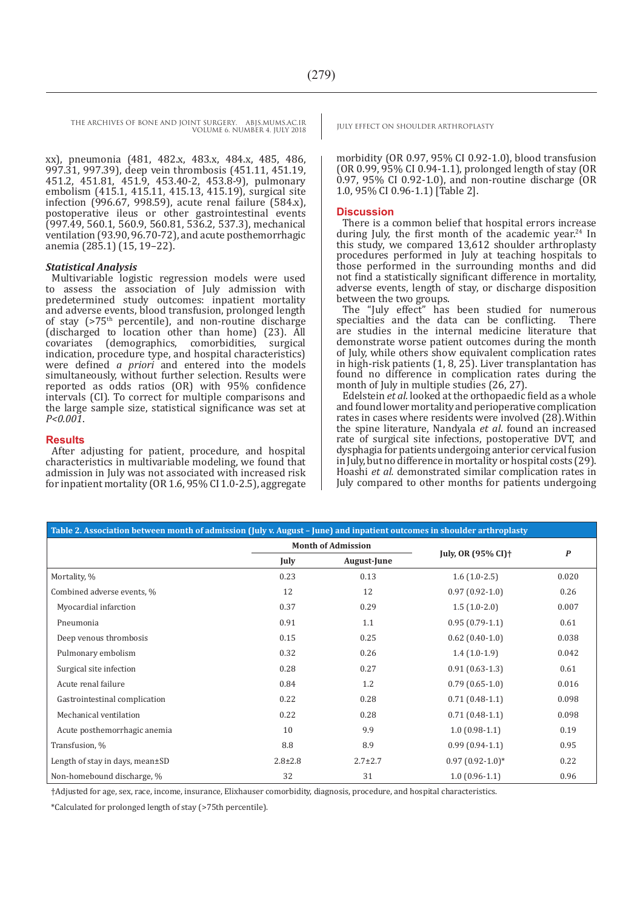xx), pneumonia (481, 482.x, 483.x, 484.x, 485, 486, 997.31, 997.39), deep vein thrombosis (451.11, 451.19, 451.2, 451.81, 451.9, 453.40-2, 453.8-9), pulmonary embolism (415.1, 415.11, 415.13, 415.19), surgical site infection (996.67, 998.59), acute renal failure (584.x), postoperative ileus or other gastrointestinal events (997.49, 560.1, 560.9, 560.81, 536.2, 537.3), mechanical ventilation (93.90, 96.70-72), and acute posthemorrhagic anemia (285.1) (15, 19–22).

### *Statistical Analysis*

Multivariable logistic regression models were used to assess the association of July admission with predetermined study outcomes: inpatient mortality and adverse events, blood transfusion, prolonged length of stay (>75th percentile), and non-routine discharge (discharged to location other than home) (23). All covariates (demographics, comorbidities, surgical indication, procedure type, and hospital characteristics) were defined *a priori* and entered into the models simultaneously, without further selection. Results were reported as odds ratios (OR) with 95% confidence intervals (CI). To correct for multiple comparisons and the large sample size, statistical significance was set at *P<0.001*.

## Results

After adjusting for patient, procedure, and hospital characteristics in multivariable modeling, we found that admission in July was not associated with increased risk for inpatient mortality (OR 1.6, 95% CI 1.0-2.5), aggregate morbidity (OR 0.97, 95% CI 0.92-1.0), blood transfusion (OR 0.99, 95% CI 0.94-1.1), prolonged length of stay (OR 0.97, 95% CI 0.92-1.0), and non-routine discharge (OR 1.0, 95% CI 0.96-1.1) [Table 2].

## Discussion

There is a common belief that hospital errors increase during July, the first month of the academic year.[24] In this study, we compared 13,612 shoulder arthroplasty procedures performed in July at teaching hospitals to those performed in the surrounding months and did not find a statistically significant difference in mortality, adverse events, length of stay, or discharge disposition between the two groups.

The "July effect" has been studied for numerous specialties and the data can be conflicting. There are studies in the internal medicine literature that demonstrate worse patient outcomes during the month of July, while others show equivalent complication rates in high-risk patients (1, 8, 25). Liver transplantation has found no difference in complication rates during the month of July in multiple studies (26, 27).

Edelstein *et al.* looked at the orthopaedic field as a whole and found lower mortality and perioperative complication rates in cases where residents were involved (28). Within the spine literature, Nandyala *et al.* found an increased rate of surgical site infections, postoperative DVT, and dysphagia for patients undergoing anterior cervical fusion in July, but no difference in mortality or hospital costs (29). Hoashi *et al.* demonstrated similar complication rates in July compared to other months for patients undergoing

**Table 2. Association between month of admission (July v. August – June) and inpatient outcomes in shoulder arthroplasty**

| | Month of Admission | | July, OR (95% CI)† | *P* |
|---|---|---|---|---|
| | July | August-June | | |
| Mortality, % | 0.23 | 0.13 | 1.6 (1.0-2.5) | 0.020 |
| Combined adverse events, % | 12 | 12 | 0.97 (0.92-1.0) | 0.26 |
| Myocardial infarction | 0.37 | 0.29 | 1.5 (1.0-2.0) | 0.007 |
| Pneumonia | 0.91 | 1.1 | 0.95 (0.79-1.1) | 0.61 |
| Deep venous thrombosis | 0.15 | 0.25 | 0.62 (0.40-1.0) | 0.038 |
| Pulmonary embolism | 0.32 | 0.26 | 1.4 (1.0-1.9) | 0.042 |
| Surgical site infection | 0.28 | 0.27 | 0.91 (0.63-1.3) | 0.61 |
| Acute renal failure | 0.84 | 1.2 | 0.79 (0.65-1.0) | 0.016 |
| Gastrointestinal complication | 0.22 | 0.28 | 0.71 (0.48-1.1) | 0.098 |
| Mechanical ventilation | 0.22 | 0.28 | 0.71 (0.48-1.1) | 0.098 |
| Acute posthemorrhagic anemia | 10 | 9.9 | 1.0 (0.98-1.1) | 0.19 |
| Transfusion, % | 8.8 | 8.9 | 0.99 (0.94-1.1) | 0.95 |
| Length of stay in days, mean±SD | 2.8±2.8 | 2.7±2.7 | 0.97 (0.92-1.0)* | 0.22 |
| Non-homebound discharge, % | 32 | 31 | 1.0 (0.96-1.1) | 0.96 |

†Adjusted for age, sex, race, income, insurance, Elixhauser comorbidity, diagnosis, procedure, and hospital characteristics.

*Calculated for prolonged length of stay (>75th percentile).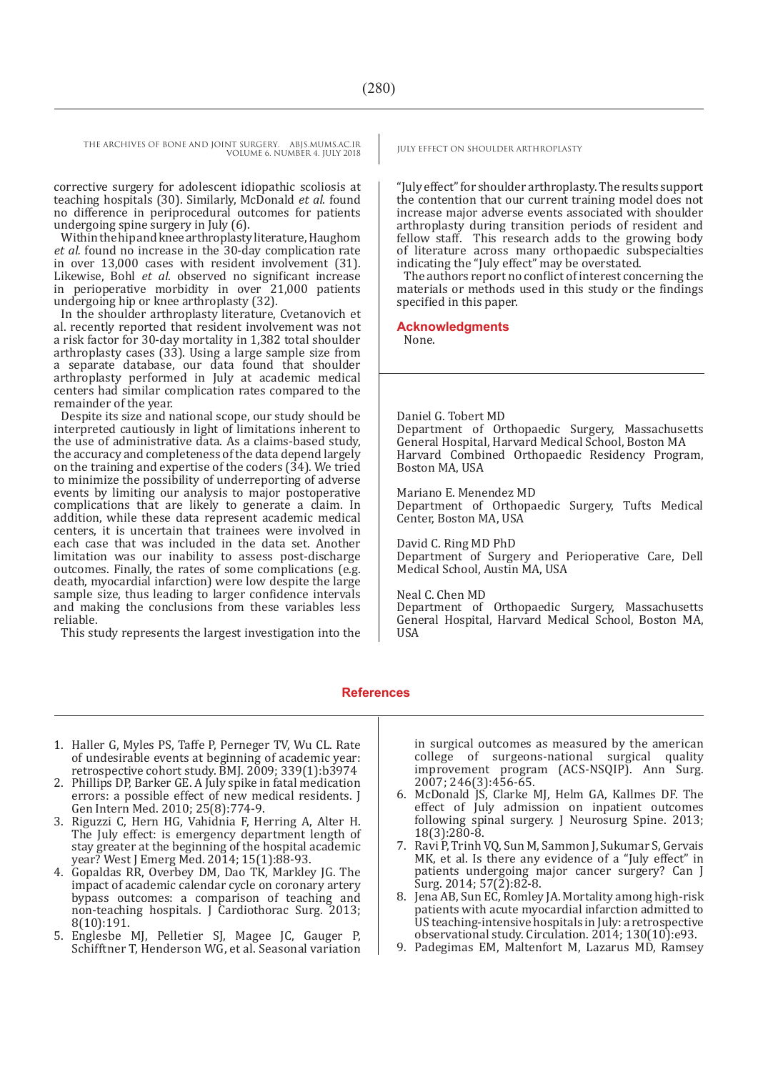corrective surgery for adolescent idiopathic scoliosis at teaching hospitals (30). Similarly, McDonald *et al.* found no difference in periprocedural outcomes for patients undergoing spine surgery in July (6).

Within the hip and knee arthroplasty literature, Haughom *et al.* found no increase in the 30-day complication rate in over 13,000 cases with resident involvement (31). Likewise, Bohl *et al.* observed no significant increase in perioperative morbidity in over 21,000 patients undergoing hip or knee arthroplasty (32).

In the shoulder arthroplasty literature, Cvetanovich et al. recently reported that resident involvement was not a risk factor for 30-day mortality in 1,382 total shoulder arthroplasty cases (33). Using a large sample size from a separate database, our data found that shoulder arthroplasty performed in July at academic medical centers had similar complication rates compared to the remainder of the year.

Despite its size and national scope, our study should be interpreted cautiously in light of limitations inherent to the use of administrative data. As a claims-based study, the accuracy and completeness of the data depend largely on the training and expertise of the coders (34). We tried to minimize the possibility of underreporting of adverse events by limiting our analysis to major postoperative complications that are likely to generate a claim. In addition, while these data represent academic medical centers, it is uncertain that trainees were involved in each case that was included in the data set. Another limitation was our inability to assess post-discharge outcomes. Finally, the rates of some complications (e.g. death, myocardial infarction) were low despite the large sample size, thus leading to larger confidence intervals and making the conclusions from these variables less reliable.

This study represents the largest investigation into the "July effect" for shoulder arthroplasty. The results support the contention that our current training model does not increase major adverse events associated with shoulder arthroplasty during transition periods of resident and fellow staff. This research adds to the growing body of literature across many orthopaedic subspecialties indicating the "July effect" may be overstated.

The authors report no conflict of interest concerning the materials or methods used in this study or the findings specified in this paper.

## Acknowledgments

None.

Daniel G. Tobert MD
Department of Orthopaedic Surgery, Massachusetts General Hospital, Harvard Medical School, Boston MA
Harvard Combined Orthopaedic Residency Program, Boston MA, USA

Mariano E. Menendez MD
Department of Orthopaedic Surgery, Tufts Medical Center, Boston MA, USA

David C. Ring MD PhD
Department of Surgery and Perioperative Care, Dell Medical School, Austin MA, USA

Neal C. Chen MD
Department of Orthopaedic Surgery, Massachusetts General Hospital, Harvard Medical School, Boston MA, USA

## References

1. Haller G, Myles PS, Taffe P, Perneger TV, Wu CL. Rate of undesirable events at beginning of academic year: retrospective cohort study. BMJ. 2009; 339(1):b3974
2. Phillips DP, Barker GE. A July spike in fatal medication errors: a possible effect of new medical residents. J Gen Intern Med. 2010; 25(8):774-9.
3. Riguzzi C, Hern HG, Vahidnia F, Herring A, Alter H. The July effect: is emergency department length of stay greater at the beginning of the hospital academic year? West J Emerg Med. 2014; 15(1):88-93.
4. Gopaldas RR, Overbey DM, Dao TK, Markley JG. The impact of academic calendar cycle on coronary artery bypass outcomes: a comparison of teaching and non-teaching hospitals. J Cardiothorac Surg. 2013; 8(10):191.
5. Englesbe MJ, Pelletier SJ, Magee JC, Gauger P, Schifftner T, Henderson WG, et al. Seasonal variation in surgical outcomes as measured by the american college of surgeons-national surgical quality improvement program (ACS-NSQIP). Ann Surg. 2007; 246(3):456-65.
6. McDonald JS, Clarke MJ, Helm GA, Kallmes DF. The effect of July admission on inpatient outcomes following spinal surgery. J Neurosurg Spine. 2013; 18(3):280-8.
7. Ravi P, Trinh VQ, Sun M, Sammon J, Sukumar S, Gervais MK, et al. Is there any evidence of a "July effect" in patients undergoing major cancer surgery? Can J Surg. 2014; 57(2):82-8.
8. Jena AB, Sun EC, Romley JA. Mortality among high-risk patients with acute myocardial infarction admitted to US teaching-intensive hospitals in July: a retrospective observational study. Circulation. 2014; 130(10):e93.
9. Padegimas EM, Maltenfort M, Lazarus MD, Ramsey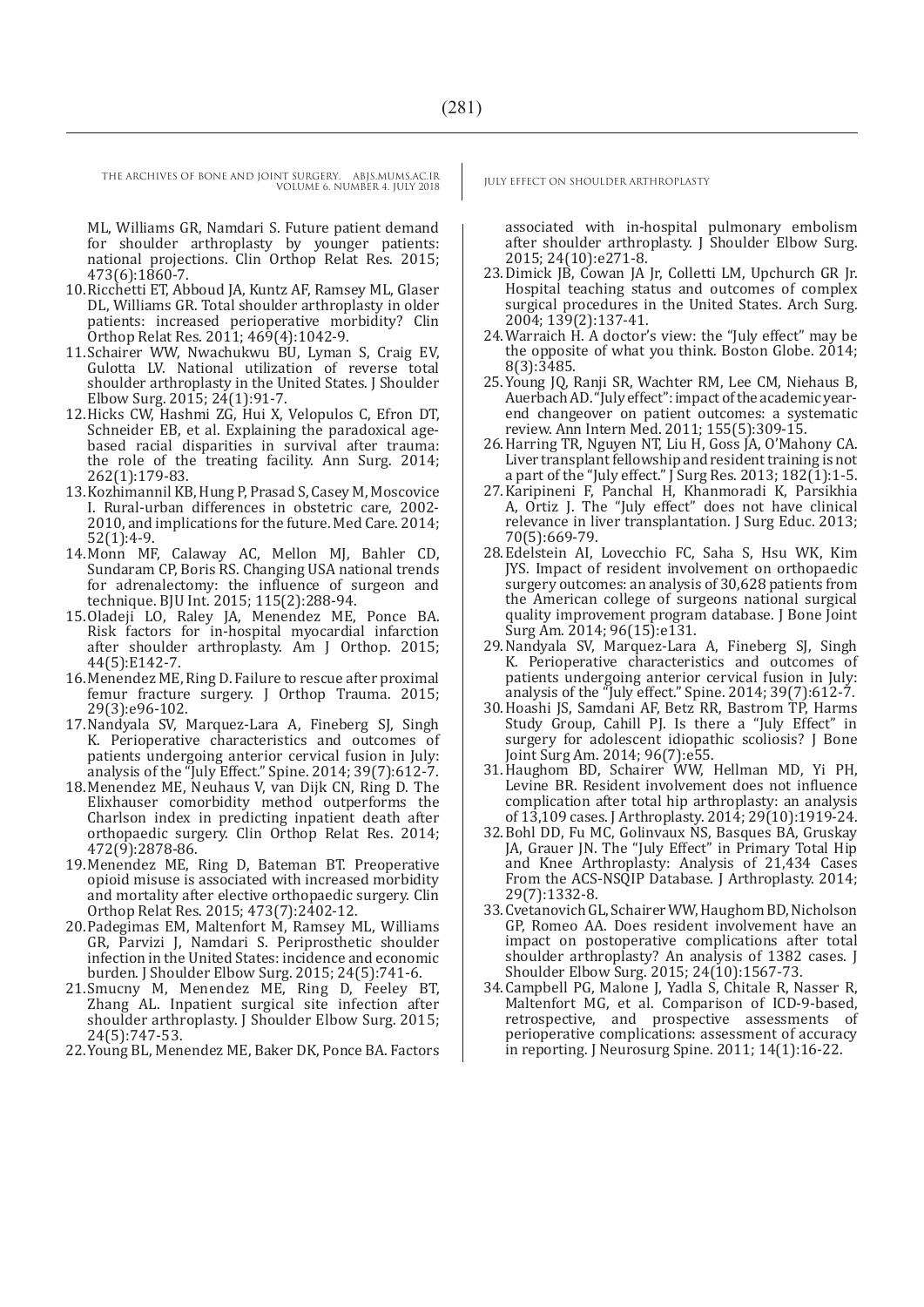ML, Williams GR, Namdari S. Future patient demand for shoulder arthroplasty by younger patients: national projections. Clin Orthop Relat Res. 2015; 473(6):1860-7.

10. Ricchetti ET, Abboud JA, Kuntz AF, Ramsey ML, Glaser DL, Williams GR. Total shoulder arthroplasty in older patients: increased perioperative morbidity? Clin Orthop Relat Res. 2011; 469(4):1042-9.
11. Schairer WW, Nwachukwu BU, Lyman S, Craig EV, Gulotta LV. National utilization of reverse total shoulder arthroplasty in the United States. J Shoulder Elbow Surg. 2015; 24(1):91-7.
12. Hicks CW, Hashmi ZG, Hui X, Velopulos C, Efron DT, Schneider EB, et al. Explaining the paradoxical age-based racial disparities in survival after trauma: the role of the treating facility. Ann Surg. 2014; 262(1):179-83.
13. Kozhimannil KB, Hung P, Prasad S, Casey M, Moscovice I. Rural-urban differences in obstetric care, 2002-2010, and implications for the future. Med Care. 2014; 52(1):4-9.
14. Monn MF, Calaway AC, Mellon MJ, Bahler CD, Sundaram CP, Boris RS. Changing USA national trends for adrenalectomy: the influence of surgeon and technique. BJU Int. 2015; 115(2):288-94.
15. Oladeji LO, Raley JA, Menendez ME, Ponce BA. Risk factors for in-hospital myocardial infarction after shoulder arthroplasty. Am J Orthop. 2015; 44(5):E142-7.
16. Menendez ME, Ring D. Failure to rescue after proximal femur fracture surgery. J Orthop Trauma. 2015; 29(3):e96-102.
17. Nandyala SV, Marquez-Lara A, Fineberg SJ, Singh K. Perioperative characteristics and outcomes of patients undergoing anterior cervical fusion in July: analysis of the "July Effect." Spine. 2014; 39(7):612-7.
18. Menendez ME, Neuhaus V, van Dijk CN, Ring D. The Elixhauser comorbidity method outperforms the Charlson index in predicting inpatient death after orthopaedic surgery. Clin Orthop Relat Res. 2014; 472(9):2878-86.
19. Menendez ME, Ring D, Bateman BT. Preoperative opioid misuse is associated with increased morbidity and mortality after elective orthopaedic surgery. Clin Orthop Relat Res. 2015; 473(7):2402-12.
20. Padegimas EM, Maltenfort M, Ramsey ML, Williams GR, Parvizi J, Namdari S. Periprosthetic shoulder infection in the United States: incidence and economic burden. J Shoulder Elbow Surg. 2015; 24(5):741-6.
21. Smucny M, Menendez ME, Ring D, Feeley BT, Zhang AL. Inpatient surgical site infection after shoulder arthroplasty. J Shoulder Elbow Surg. 2015; 24(5):747-53.
22. Young BL, Menendez ME, Baker DK, Ponce BA. Factors associated with in-hospital pulmonary embolism after shoulder arthroplasty. J Shoulder Elbow Surg. 2015; 24(10):e271-8.
23. Dimick JB, Cowan JA Jr, Colletti LM, Upchurch GR Jr. Hospital teaching status and outcomes of complex surgical procedures in the United States. Arch Surg. 2004; 139(2):137-41.
24. Warraich H. A doctor's view: the "July effect" may be the opposite of what you think. Boston Globe. 2014; 8(3):3485.
25. Young JQ, Ranji SR, Wachter RM, Lee CM, Niehaus B, Auerbach AD. "July effect": impact of the academic year-end changeover on patient outcomes: a systematic review. Ann Intern Med. 2011; 155(5):309-15.
26. Harring TR, Nguyen NT, Liu H, Goss JA, O'Mahony CA. Liver transplant fellowship and resident training is not a part of the "July effect." J Surg Res. 2013; 182(1):1-5.
27. Karipineni F, Panchal H, Khanmoradi K, Parsikhia A, Ortiz J. The "July effect" does not have clinical relevance in liver transplantation. J Surg Educ. 2013; 70(5):669-79.
28. Edelstein AI, Lovecchio FC, Saha S, Hsu WK, Kim JYS. Impact of resident involvement on orthopaedic surgery outcomes: an analysis of 30,628 patients from the American college of surgeons national surgical quality improvement program database. J Bone Joint Surg Am. 2014; 96(15):e131.
29. Nandyala SV, Marquez-Lara A, Fineberg SJ, Singh K. Perioperative characteristics and outcomes of patients undergoing anterior cervical fusion in July: analysis of the "July effect." Spine. 2014; 39(7):612-7.
30. Hoashi JS, Samdani AF, Betz RR, Bastrom TP, Harms Study Group, Cahill PJ. Is there a "July Effect" in surgery for adolescent idiopathic scoliosis? J Bone Joint Surg Am. 2014; 96(7):e55.
31. Haughom BD, Schairer WW, Hellman MD, Yi PH, Levine BR. Resident involvement does not influence complication after total hip arthroplasty: an analysis of 13,109 cases. J Arthroplasty. 2014; 29(10):1919-24.
32. Bohl DD, Fu MC, Golinvaux NS, Basques BA, Gruskay JA, Grauer JN. The "July Effect" in Primary Total Hip and Knee Arthroplasty: Analysis of 21,434 Cases From the ACS-NSQIP Database. J Arthroplasty. 2014; 29(7):1332-8.
33. Cvetanovich GL, Schairer WW, Haughom BD, Nicholson GP, Romeo AA. Does resident involvement have an impact on postoperative complications after total shoulder arthroplasty? An analysis of 1382 cases. J Shoulder Elbow Surg. 2015; 24(10):1567-73.
34. Campbell PG, Malone J, Yadla S, Chitale R, Nasser R, Maltenfort MG, et al. Comparison of ICD-9-based, retrospective, and prospective assessments of perioperative complications: assessment of accuracy in reporting. J Neurosurg Spine. 2011; 14(1):16-22.